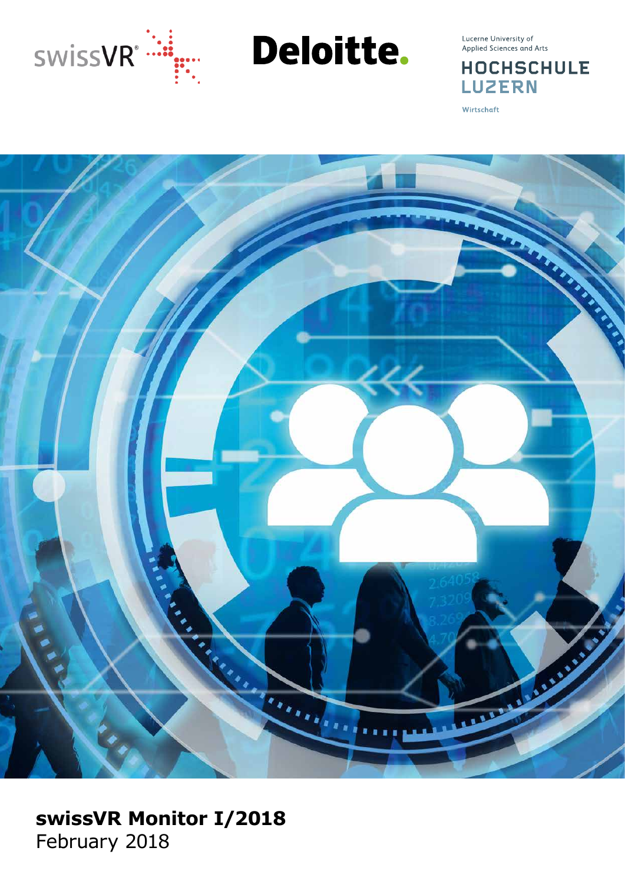swissVR

Deloitte.

Lucerne University of Applied Sciences and Arts

HOCHSCHULE LUZERN

Wirtschaft

# swissVR Monitor I/2018

February 2018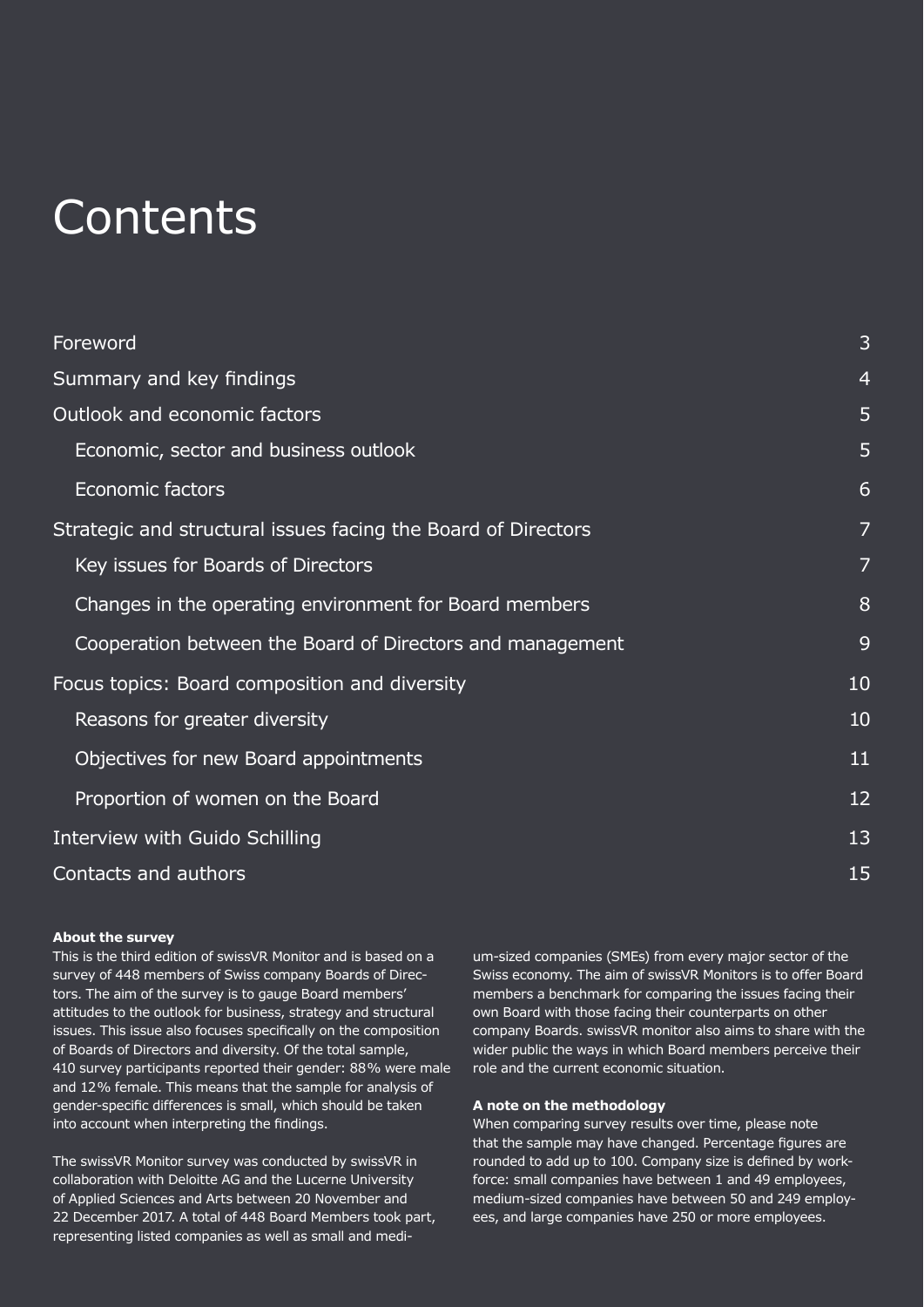# Contents

| | |
|---|---|
| Foreword | 3 |
| Summary and key findings | 4 |
| Outlook and economic factors | 5 |
| Economic, sector and business outlook | 5 |
| Economic factors | 6 |
| Strategic and structural issues facing the Board of Directors | 7 |
| Key issues for Boards of Directors | 7 |
| Changes in the operating environment for Board members | 8 |
| Cooperation between the Board of Directors and management | 9 |
| Focus topics: Board composition and diversity | 10 |
| Reasons for greater diversity | 10 |
| Objectives for new Board appointments | 11 |
| Proportion of women on the Board | 12 |
| Interview with Guido Schilling | 13 |
| Contacts and authors | 15 |

**About the survey**

This is the third edition of swissVR Monitor and is based on a survey of 448 members of Swiss company Boards of Directors. The aim of the survey is to gauge Board members' attitudes to the outlook for business, strategy and structural issues. This issue also focuses specifically on the composition of Boards of Directors and diversity. Of the total sample, 410 survey participants reported their gender: 88% were male and 12% female. This means that the sample for analysis of gender-specific differences is small, which should be taken into account when interpreting the findings.

The swissVR Monitor survey was conducted by swissVR in collaboration with Deloitte AG and the Lucerne University of Applied Sciences and Arts between 20 November and 22 December 2017. A total of 448 Board Members took part, representing listed companies as well as small and medium-sized companies (SMEs) from every major sector of the Swiss economy. The aim of swissVR Monitors is to offer Board members a benchmark for comparing the issues facing their own Board with those facing their counterparts on other company Boards. swissVR monitor also aims to share with the wider public the ways in which Board members perceive their role and the current economic situation.

**A note on the methodology**

When comparing survey results over time, please note that the sample may have changed. Percentage figures are rounded to add up to 100. Company size is defined by workforce: small companies have between 1 and 49 employees, medium-sized companies have between 50 and 249 employees, and large companies have 250 or more employees.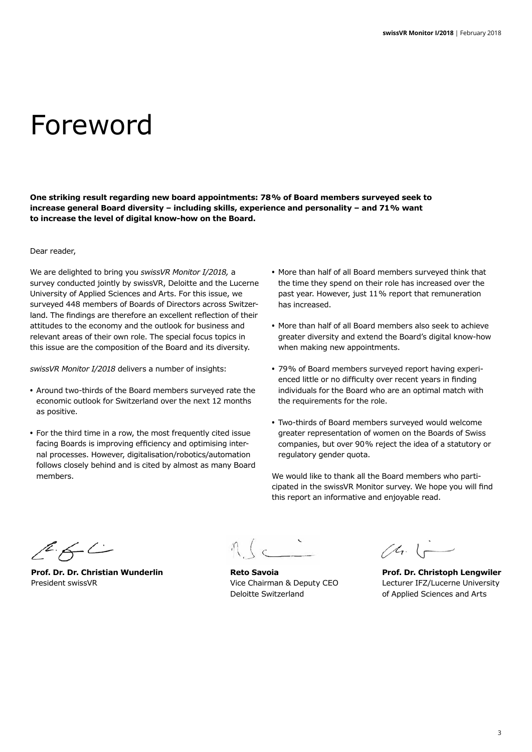# Foreword

**One striking result regarding new board appointments: 78% of Board members surveyed seek to increase general Board diversity – including skills, experience and personality – and 71% want to increase the level of digital know-how on the Board.**

Dear reader,

We are delighted to bring you *swissVR Monitor I/2018,* a survey conducted jointly by swissVR, Deloitte and the Lucerne University of Applied Sciences and Arts. For this issue, we surveyed 448 members of Boards of Directors across Switzerland. The findings are therefore an excellent reflection of their attitudes to the economy and the outlook for business and relevant areas of their own role. The special focus topics in this issue are the composition of the Board and its diversity.

*swissVR Monitor I/2018* delivers a number of insights:

- Around two-thirds of the Board members surveyed rate the economic outlook for Switzerland over the next 12 months as positive.
- For the third time in a row, the most frequently cited issue facing Boards is improving efficiency and optimising internal processes. However, digitalisation/robotics/automation follows closely behind and is cited by almost as many Board members.
- More than half of all Board members surveyed think that the time they spend on their role has increased over the past year. However, just 11% report that remuneration has increased.
- More than half of all Board members also seek to achieve greater diversity and extend the Board's digital know-how when making new appointments.
- 79% of Board members surveyed report having experienced little or no difficulty over recent years in finding individuals for the Board who are an optimal match with the requirements for the role.
- Two-thirds of Board members surveyed would welcome greater representation of women on the Boards of Swiss companies, but over 90% reject the idea of a statutory or regulatory gender quota.

We would like to thank all the Board members who participated in the swissVR Monitor survey. We hope you will find this report an informative and enjoyable read.

**Prof. Dr. Dr. Christian Wunderlin**
President swissVR

**Reto Savoia**
Vice Chairman & Deputy CEO
Deloitte Switzerland

**Prof. Dr. Christoph Lengwiler**
Lecturer IFZ/Lucerne University of Applied Sciences and Arts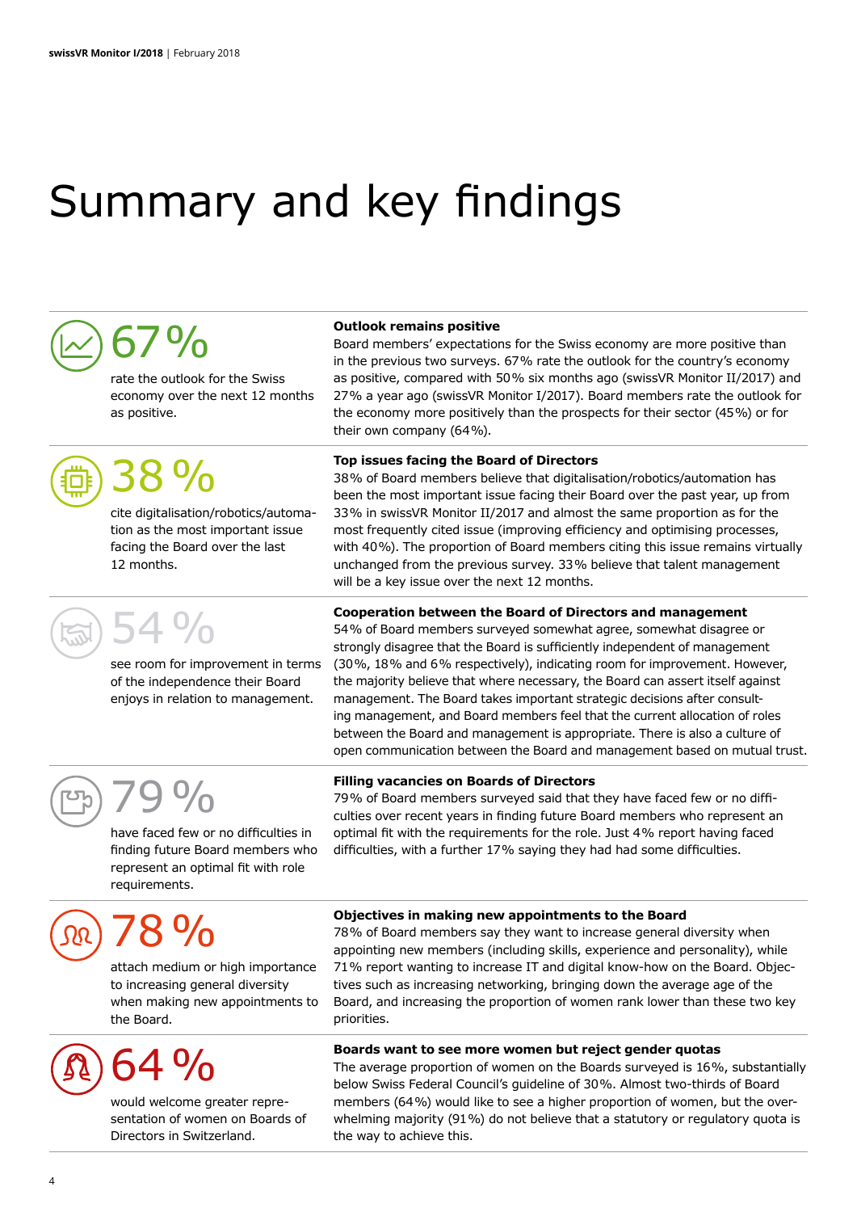# Summary and key findings

**67 %**

rate the outlook for the Swiss economy over the next 12 months as positive.

**Outlook remains positive**

Board members' expectations for the Swiss economy are more positive than in the previous two surveys. 67% rate the outlook for the country's economy as positive, compared with 50% six months ago (swissVR Monitor II/2017) and 27% a year ago (swissVR Monitor I/2017). Board members rate the outlook for the economy more positively than the prospects for their sector (45%) or for their own company (64%).

**38 %**

cite digitalisation/robotics/automation as the most important issue facing the Board over the last 12 months.

**Top issues facing the Board of Directors**

38% of Board members believe that digitalisation/robotics/automation has been the most important issue facing their Board over the past year, up from 33% in swissVR Monitor II/2017 and almost the same proportion as for the most frequently cited issue (improving efficiency and optimising processes, with 40%). The proportion of Board members citing this issue remains virtually unchanged from the previous survey. 33% believe that talent management will be a key issue over the next 12 months.

**54 %**

see room for improvement in terms of the independence their Board enjoys in relation to management.

**Cooperation between the Board of Directors and management**

54% of Board members surveyed somewhat agree, somewhat disagree or strongly disagree that the Board is sufficiently independent of management (30%, 18% and 6% respectively), indicating room for improvement. However, the majority believe that where necessary, the Board can assert itself against management. The Board takes important strategic decisions after consulting management, and Board members feel that the current allocation of roles between the Board and management is appropriate. There is also a culture of open communication between the Board and management based on mutual trust.

**79 %**

have faced few or no difficulties in finding future Board members who represent an optimal fit with role requirements.

**Filling vacancies on Boards of Directors**

79% of Board members surveyed said that they have faced few or no difficulties over recent years in finding future Board members who represent an optimal fit with the requirements for the role. Just 4% report having faced difficulties, with a further 17% saying they had had some difficulties.

**78 %**

attach medium or high importance to increasing general diversity when making new appointments to the Board.

**Objectives in making new appointments to the Board**

78% of Board members say they want to increase general diversity when appointing new members (including skills, experience and personality), while 71% report wanting to increase IT and digital know-how on the Board. Objectives such as increasing networking, bringing down the average age of the Board, and increasing the proportion of women rank lower than these two key priorities.

**64 %**

would welcome greater representation of women on Boards of Directors in Switzerland.

**Boards want to see more women but reject gender quotas**

The average proportion of women on the Boards surveyed is 16%, substantially below Swiss Federal Council's guideline of 30%. Almost two-thirds of Board members (64%) would like to see a higher proportion of women, but the overwhelming majority (91%) do not believe that a statutory or regulatory quota is the way to achieve this.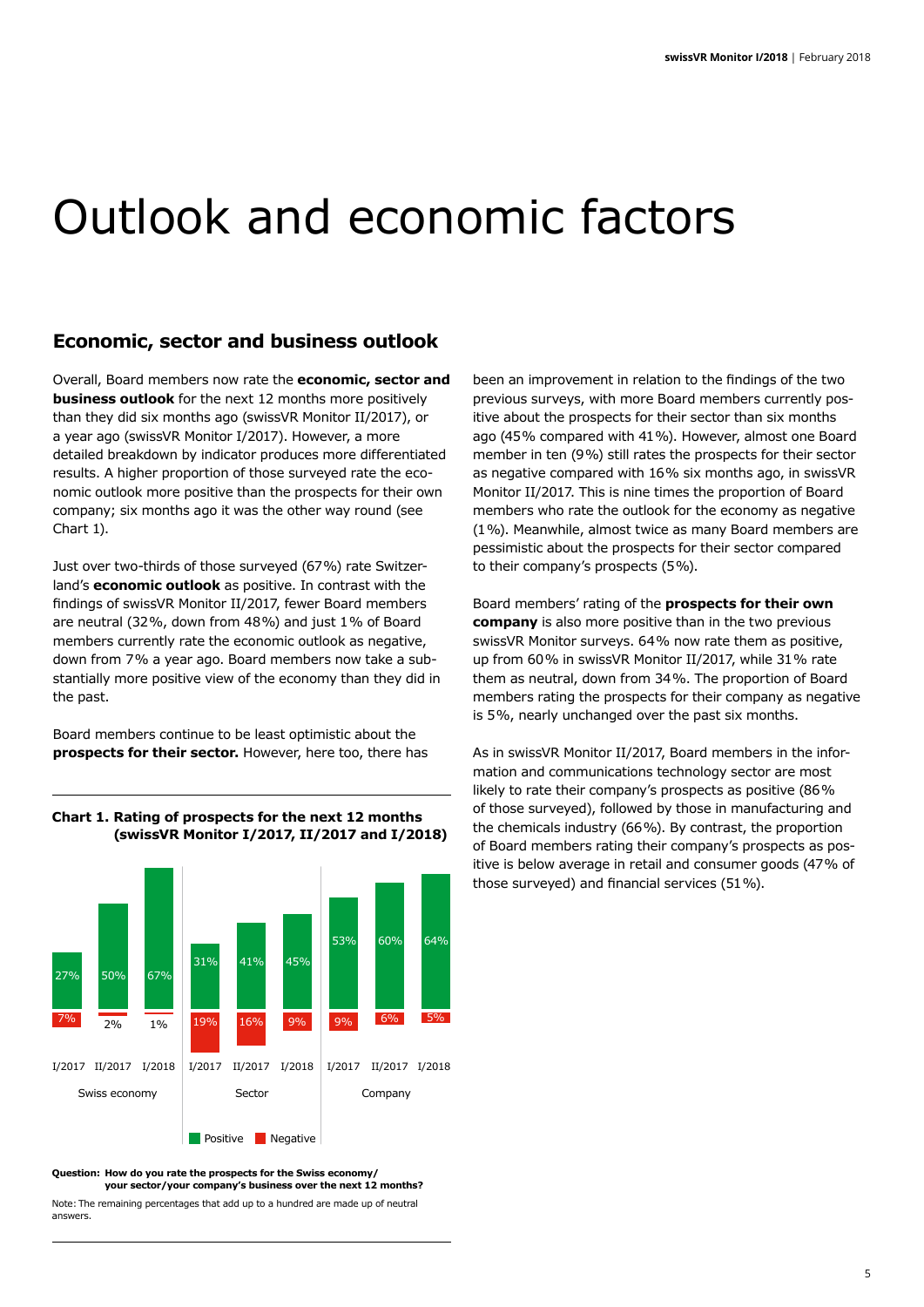# Outlook and economic factors

## Economic, sector and business outlook

Overall, Board members now rate the **economic, sector and business outlook** for the next 12 months more positively than they did six months ago (swissVR Monitor II/2017), or a year ago (swissVR Monitor I/2017). However, a more detailed breakdown by indicator produces more differentiated results. A higher proportion of those surveyed rate the economic outlook more positive than the prospects for their own company; six months ago it was the other way round (see Chart 1).

Just over two-thirds of those surveyed (67%) rate Switzerland's **economic outlook** as positive. In contrast with the findings of swissVR Monitor II/2017, fewer Board members are neutral (32%, down from 48%) and just 1% of Board members currently rate the economic outlook as negative, down from 7% a year ago. Board members now take a substantially more positive view of the economy than they did in the past.

Board members continue to be least optimistic about the **prospects for their sector.** However, here too, there has been an improvement in relation to the findings of the two previous surveys, with more Board members currently positive about the prospects for their sector than six months ago (45% compared with 41%). However, almost one Board member in ten (9%) still rates the prospects for their sector as negative compared with 16% six months ago, in swissVR Monitor II/2017. This is nine times the proportion of Board members who rate the outlook for the economy as negative (1%). Meanwhile, almost twice as many Board members are pessimistic about the prospects for their sector compared to their company's prospects (5%).

Board members' rating of the **prospects for their own company** is also more positive than in the two previous swissVR Monitor surveys. 64% now rate them as positive, up from 60% in swissVR Monitor II/2017, while 31% rate them as neutral, down from 34%. The proportion of Board members rating the prospects for their company as negative is 5%, nearly unchanged over the past six months.

As in swissVR Monitor II/2017, Board members in the information and communications technology sector are most likely to rate their company's prospects as positive (86% of those surveyed), followed by those in manufacturing and the chemicals industry (66%). By contrast, the proportion of Board members rating their company's prospects as positive is below average in retail and consumer goods (47% of those surveyed) and financial services (51%).

**Chart 1. Rating of prospects for the next 12 months (swissVR Monitor I/2017, II/2017 and I/2018)**

| | Swiss economy I/2017 | Swiss economy II/2017 | Swiss economy I/2018 | Sector I/2017 | Sector II/2017 | Sector I/2018 | Company I/2017 | Company II/2017 | Company I/2018 |
|---|---|---|---|---|---|---|---|---|---|
| Positive | 27% | 50% | 67% | 31% | 41% | 45% | 53% | 60% | 64% |
| Negative | 7% | 2% | 1% | 19% | 16% | 9% | 9% | 6% | 5% |

**Question: How do you rate the prospects for the Swiss economy/ your sector/your company's business over the next 12 months?**

Note: The remaining percentages that add up to a hundred are made up of neutral answers.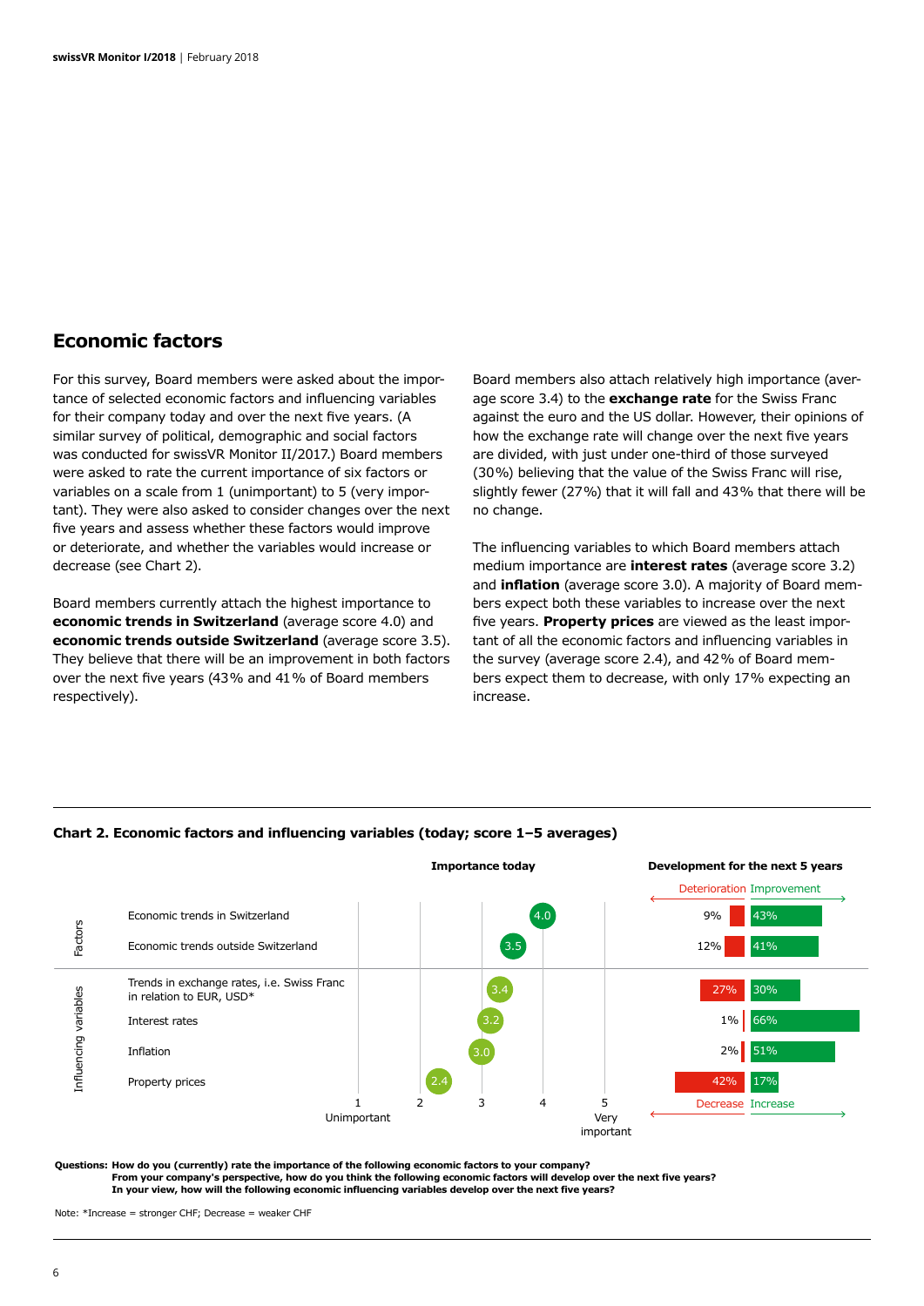## Economic factors

For this survey, Board members were asked about the importance of selected economic factors and influencing variables for their company today and over the next five years. (A similar survey of political, demographic and social factors was conducted for swissVR Monitor II/2017.) Board members were asked to rate the current importance of six factors or variables on a scale from 1 (unimportant) to 5 (very important). They were also asked to consider changes over the next five years and assess whether these factors would improve or deteriorate, and whether the variables would increase or decrease (see Chart 2).

Board members currently attach the highest importance to **economic trends in Switzerland** (average score 4.0) and **economic trends outside Switzerland** (average score 3.5). They believe that there will be an improvement in both factors over the next five years (43% and 41% of Board members respectively).

Board members also attach relatively high importance (average score 3.4) to the **exchange rate** for the Swiss Franc against the euro and the US dollar. However, their opinions of how the exchange rate will change over the next five years are divided, with just under one-third of those surveyed (30%) believing that the value of the Swiss Franc will rise, slightly fewer (27%) that it will fall and 43% that there will be no change.

The influencing variables to which Board members attach medium importance are **interest rates** (average score 3.2) and **inflation** (average score 3.0). A majority of Board members expect both these variables to increase over the next five years. **Property prices** are viewed as the least important of all the economic factors and influencing variables in the survey (average score 2.4), and 42% of Board members expect them to decrease, with only 17% expecting an increase.

**Chart 2. Economic factors and influencing variables (today; score 1–5 averages)**

| | | Importance today (1 = Unimportant, 5 = Very important) | Development for the next 5 years: Deterioration / Decrease | Development for the next 5 years: Improvement / Increase |
|---|---|---|---|---|
| Factors | Economic trends in Switzerland | 4.0 | 9% | 43% |
| | Economic trends outside Switzerland | 3.5 | 12% | 41% |
| Influencing variables | Trends in exchange rates, i.e. Swiss Franc in relation to EUR, USD* | 3.4 | 27% | 30% |
| | Interest rates | 3.2 | 1% | 66% |
| | Inflation | 3.0 | 2% | 51% |
| | Property prices | 2.4 | 42% | 17% |

**Questions: How do you (currently) rate the importance of the following economic factors to your company?**
**From your company's perspective, how do you think the following economic factors will develop over the next five years?**
**In your view, how will the following economic influencing variables develop over the next five years?**

Note: *Increase = stronger CHF; Decrease = weaker CHF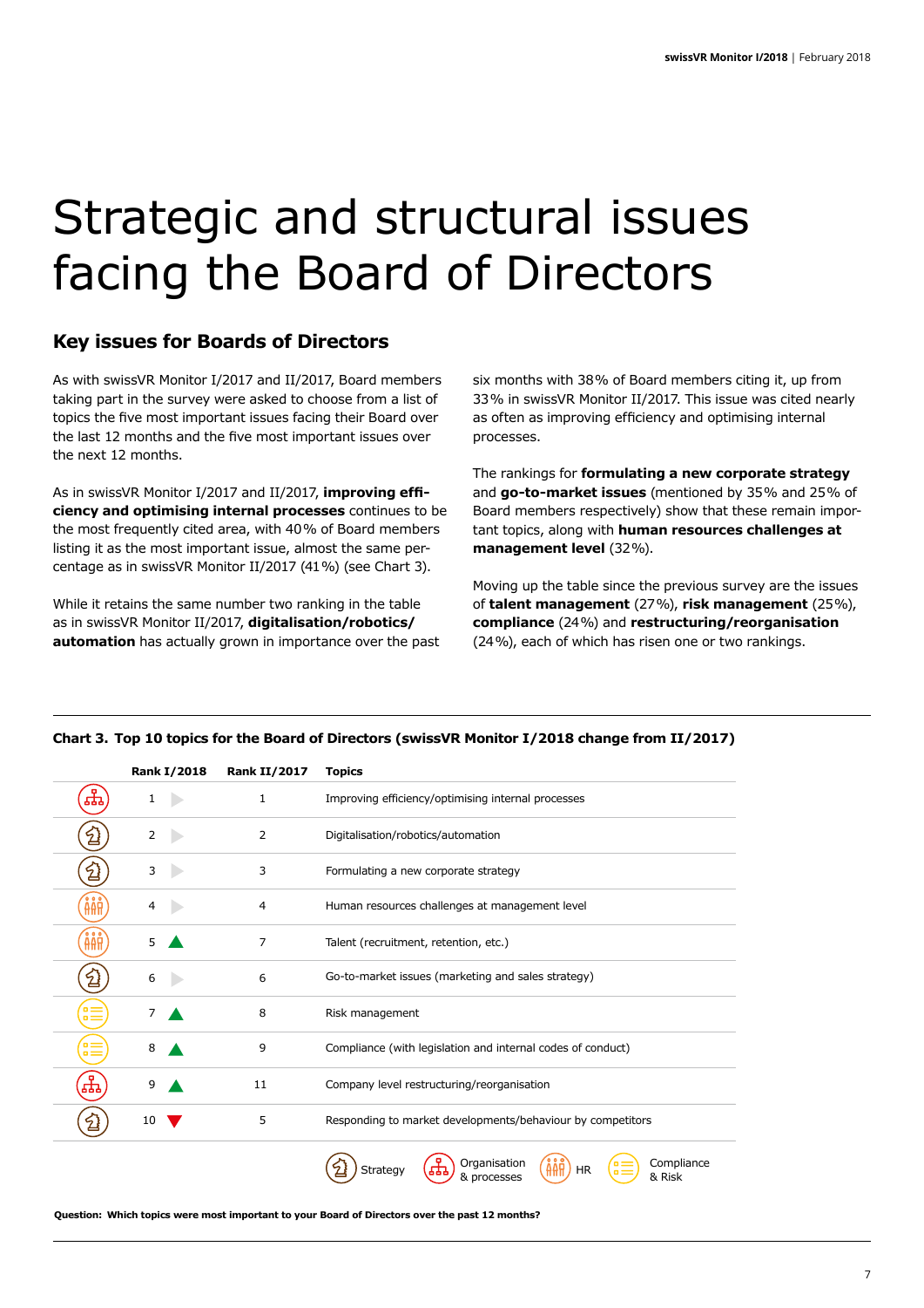# Strategic and structural issues facing the Board of Directors

## Key issues for Boards of Directors

As with swissVR Monitor I/2017 and II/2017, Board members taking part in the survey were asked to choose from a list of topics the five most important issues facing their Board over the last 12 months and the five most important issues over the next 12 months.

As in swissVR Monitor I/2017 and II/2017, **improving efficiency and optimising internal processes** continues to be the most frequently cited area, with 40% of Board members listing it as the most important issue, almost the same percentage as in swissVR Monitor II/2017 (41%) (see Chart 3).

While it retains the same number two ranking in the table as in swissVR Monitor II/2017, **digitalisation/robotics/automation** has actually grown in importance over the past six months with 38% of Board members citing it, up from 33% in swissVR Monitor II/2017. This issue was cited nearly as often as improving efficiency and optimising internal processes.

The rankings for **formulating a new corporate strategy** and **go-to-market issues** (mentioned by 35% and 25% of Board members respectively) show that these remain important topics, along with **human resources challenges at management level** (32%).

Moving up the table since the previous survey are the issues of **talent management** (27%), **risk management** (25%), **compliance** (24%) and **restructuring/reorganisation** (24%), each of which has risen one or two rankings.

**Chart 3. Top 10 topics for the Board of Directors (swissVR Monitor I/2018 change from II/2017)**

| Category | Rank I/2018 | Change | Rank II/2017 | Topics |
|---|---|---|---|---|
| Organisation & processes | 1 | ▶ | 1 | Improving efficiency/optimising internal processes |
| Strategy | 2 | ▶ | 2 | Digitalisation/robotics/automation |
| Strategy | 3 | ▶ | 3 | Formulating a new corporate strategy |
| HR | 4 | ▶ | 4 | Human resources challenges at management level |
| HR | 5 | ▲ | 7 | Talent (recruitment, retention, etc.) |
| Strategy | 6 | ▶ | 6 | Go-to-market issues (marketing and sales strategy) |
| Compliance & Risk | 7 | ▲ | 8 | Risk management |
| Compliance & Risk | 8 | ▲ | 9 | Compliance (with legislation and internal codes of conduct) |
| Organisation & processes | 9 | ▲ | 11 | Company level restructuring/reorganisation |
| Strategy | 10 | ▼ | 5 | Responding to market developments/behaviour by competitors |

Legend: Strategy; Organisation & processes; HR; Compliance & Risk

**Question: Which topics were most important to your Board of Directors over the past 12 months?**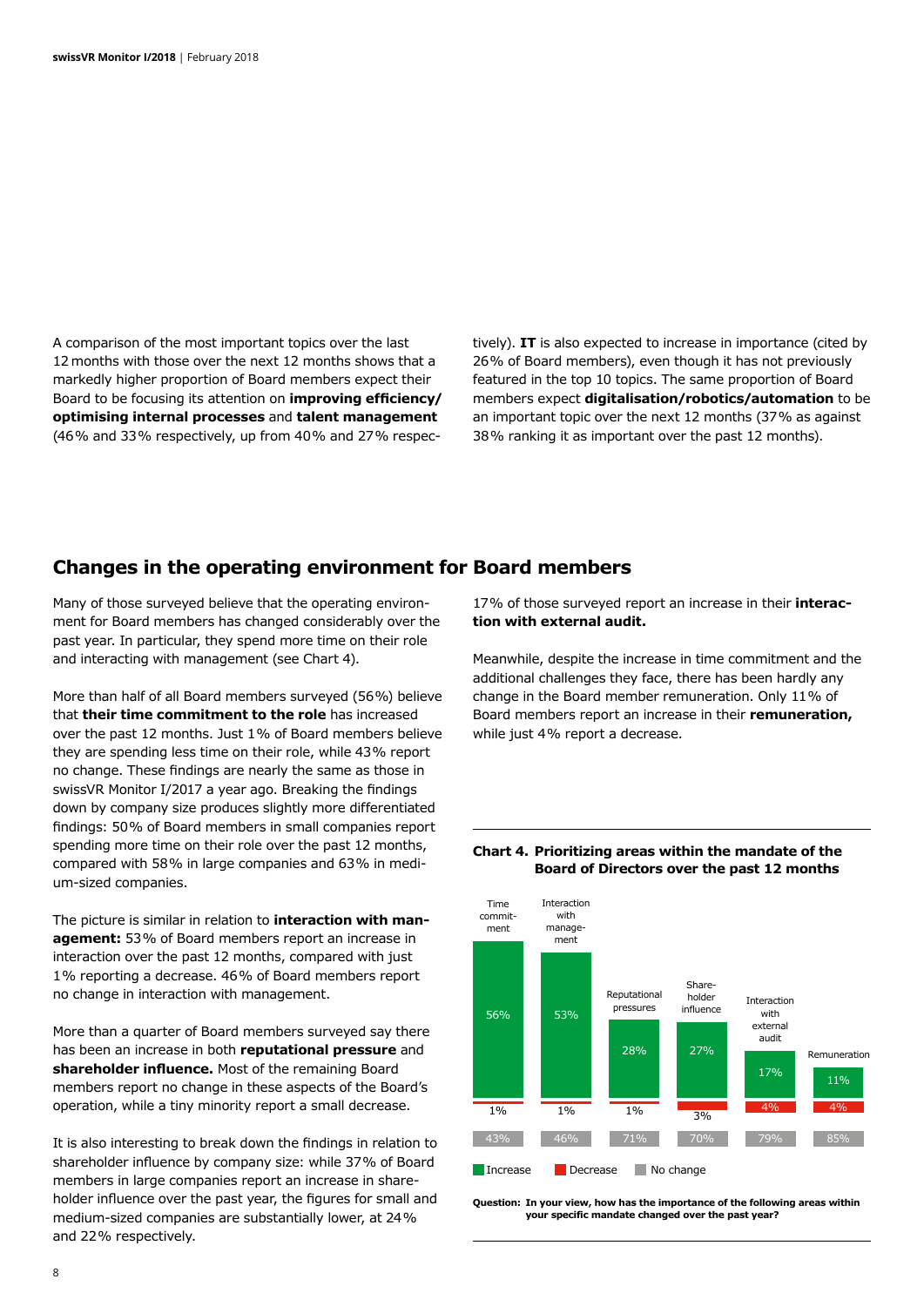A comparison of the most important topics over the last 12 months with those over the next 12 months shows that a markedly higher proportion of Board members expect their Board to be focusing its attention on **improving efficiency/ optimising internal processes** and **talent management** (46% and 33% respectively, up from 40% and 27% respectively). **IT** is also expected to increase in importance (cited by 26% of Board members), even though it has not previously featured in the top 10 topics. The same proportion of Board members expect **digitalisation/robotics/automation** to be an important topic over the next 12 months (37% as against 38% ranking it as important over the past 12 months).

## Changes in the operating environment for Board members

Many of those surveyed believe that the operating environment for Board members has changed considerably over the past year. In particular, they spend more time on their role and interacting with management (see Chart 4).

More than half of all Board members surveyed (56%) believe that **their time commitment to the role** has increased over the past 12 months. Just 1% of Board members believe they are spending less time on their role, while 43% report no change. These findings are nearly the same as those in swissVR Monitor I/2017 a year ago. Breaking the findings down by company size produces slightly more differentiated findings: 50% of Board members in small companies report spending more time on their role over the past 12 months, compared with 58% in large companies and 63% in medium-sized companies.

The picture is similar in relation to **interaction with management:** 53% of Board members report an increase in interaction over the past 12 months, compared with just 1% reporting a decrease. 46% of Board members report no change in interaction with management.

More than a quarter of Board members surveyed say there has been an increase in both **reputational pressure** and **shareholder influence.** Most of the remaining Board members report no change in these aspects of the Board's operation, while a tiny minority report a small decrease.

It is also interesting to break down the findings in relation to shareholder influence by company size: while 37% of Board members in large companies report an increase in shareholder influence over the past year, the figures for small and medium-sized companies are substantially lower, at 24% and 22% respectively.

17% of those surveyed report an increase in their **interaction with external audit.**

Meanwhile, despite the increase in time commitment and the additional challenges they face, there has been hardly any change in the Board member remuneration. Only 11% of Board members report an increase in their **remuneration,** while just 4% report a decrease.

**Chart 4. Prioritizing areas within the mandate of the Board of Directors over the past 12 months**

| | Time commitment | Interaction with management | Reputational pressures | Shareholder influence | Interaction with external audit | Remuneration |
|---|---|---|---|---|---|---|
| Increase | 56% | 53% | 28% | 27% | 17% | 11% |
| Decrease | 1% | 1% | 1% | 3% | 4% | 4% |
| No change | 43% | 46% | 71% | 70% | 79% | 85% |

**Question: In your view, how has the importance of the following areas within your specific mandate changed over the past year?**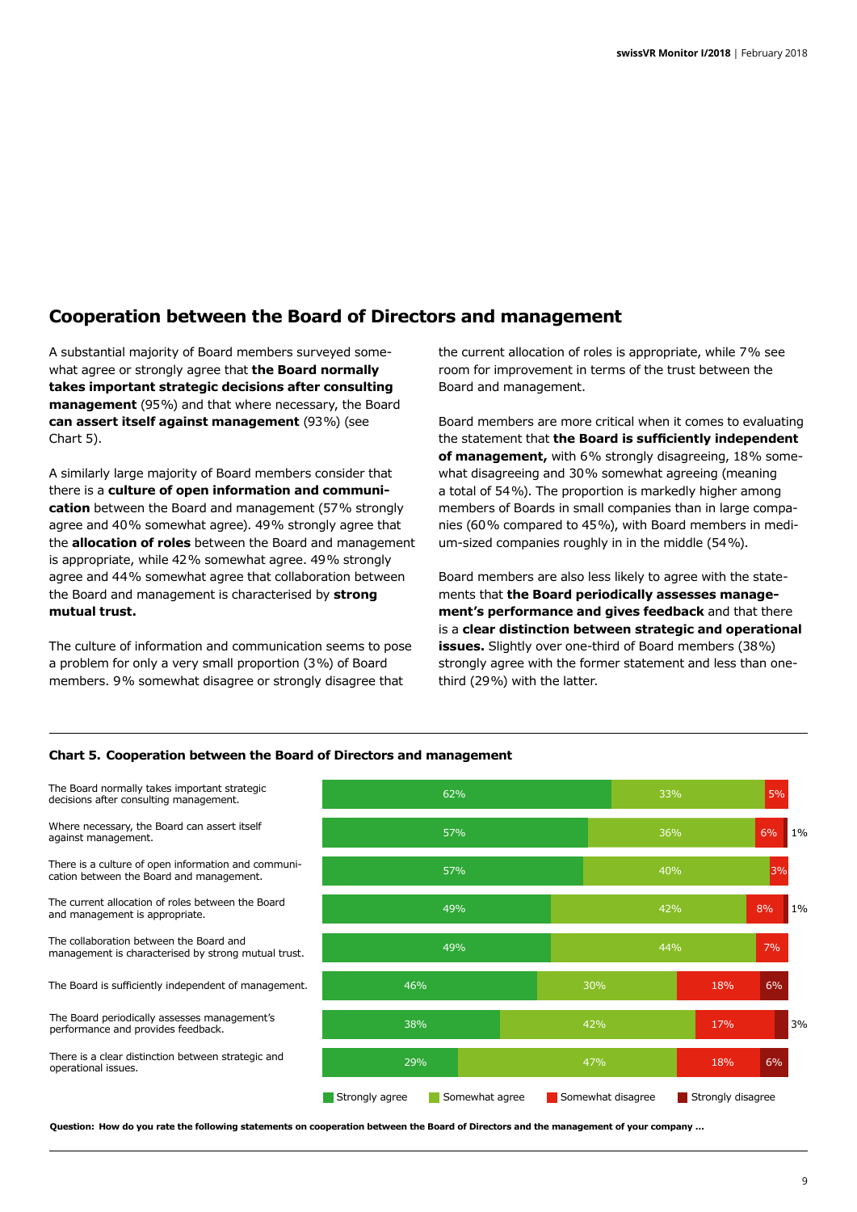## Cooperation between the Board of Directors and management

A substantial majority of Board members surveyed somewhat agree or strongly agree that **the Board normally takes important strategic decisions after consulting management** (95%) and that where necessary, the Board **can assert itself against management** (93%) (see Chart 5).

A similarly large majority of Board members consider that there is a **culture of open information and communication** between the Board and management (57% strongly agree and 40% somewhat agree). 49% strongly agree that the **allocation of roles** between the Board and management is appropriate, while 42% somewhat agree. 49% strongly agree and 44% somewhat agree that collaboration between the Board and management is characterised by **strong mutual trust.**

The culture of information and communication seems to pose a problem for only a very small proportion (3%) of Board members. 9% somewhat disagree or strongly disagree that the current allocation of roles is appropriate, while 7% see room for improvement in terms of the trust between the Board and management.

Board members are more critical when it comes to evaluating the statement that **the Board is sufficiently independent of management,** with 6% strongly disagreeing, 18% somewhat disagreeing and 30% somewhat agreeing (meaning a total of 54%). The proportion is markedly higher among members of Boards in small companies than in large companies (60% compared to 45%), with Board members in medium-sized companies roughly in in the middle (54%).

Board members are also less likely to agree with the statements that **the Board periodically assesses management's performance and gives feedback** and that there is a **clear distinction between strategic and operational issues.** Slightly over one-third of Board members (38%) strongly agree with the former statement and less than one-third (29%) with the latter.

**Chart 5. Cooperation between the Board of Directors and management**

| Statement | Strongly agree | Somewhat agree | Somewhat disagree | Strongly disagree |
|---|---|---|---|---|
| The Board normally takes important strategic decisions after consulting management. | 62% | 33% | 5% | |
| Where necessary, the Board can assert itself against management. | 57% | 36% | 6% | 1% |
| There is a culture of open information and communication between the Board and management. | 57% | 40% | 3% | |
| The current allocation of roles between the Board and management is appropriate. | 49% | 42% | 8% | 1% |
| The collaboration between the Board and management is characterised by strong mutual trust. | 49% | 44% | 7% | |
| The Board is sufficiently independent of management. | 46% | 30% | 18% | 6% |
| The Board periodically assesses management's performance and provides feedback. | 38% | 42% | 17% | 3% |
| There is a clear distinction between strategic and operational issues. | 29% | 47% | 18% | 6% |

**Question: How do you rate the following statements on cooperation between the Board of Directors and the management of your company ...**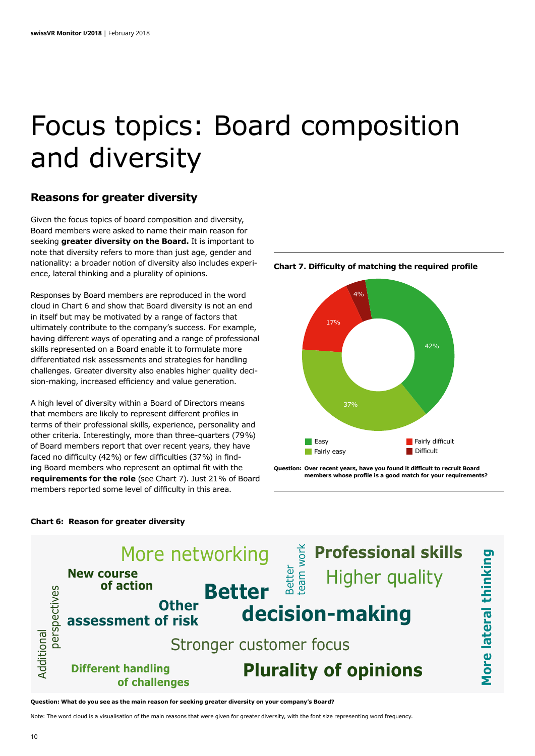# Focus topics: Board composition and diversity

## Reasons for greater diversity

Given the focus topics of board composition and diversity, Board members were asked to name their main reason for seeking **greater diversity on the Board.** It is important to note that diversity refers to more than just age, gender and nationality: a broader notion of diversity also includes experience, lateral thinking and a plurality of opinions.

Responses by Board members are reproduced in the word cloud in Chart 6 and show that Board diversity is not an end in itself but may be motivated by a range of factors that ultimately contribute to the company's success. For example, having different ways of operating and a range of professional skills represented on a Board enable it to formulate more differentiated risk assessments and strategies for handling challenges. Greater diversity also enables higher quality decision-making, increased efficiency and value generation.

A high level of diversity within a Board of Directors means that members are likely to represent different profiles in terms of their professional skills, experience, personality and other criteria. Interestingly, more than three-quarters (79%) of Board members report that over recent years, they have faced no difficulty (42%) or few difficulties (37%) in finding Board members who represent an optimal fit with the **requirements for the role** (see Chart 7). Just 21% of Board members reported some level of difficulty in this area.

**Chart 7. Difficulty of matching the required profile**

| Response | Share |
|---|---|
| Easy | 42% |
| Fairly easy | 37% |
| Fairly difficult | 17% |
| Difficult | 4% |

**Question:** Over recent years, have you found it difficult to recruit Board members whose profile is a good match for your requirements?

**Chart 6: Reason for greater diversity**

More networking · Better team work · Professional skills · New course of action · Higher quality · Additional perspectives · Better decision-making · Other assessment of risk · More lateral thinking · Stronger customer focus · Different handling of challenges · Plurality of opinions

**Question: What do you see as the main reason for seeking greater diversity on your company's Board?**

Note: The word cloud is a visualisation of the main reasons that were given for greater diversity, with the font size representing word frequency.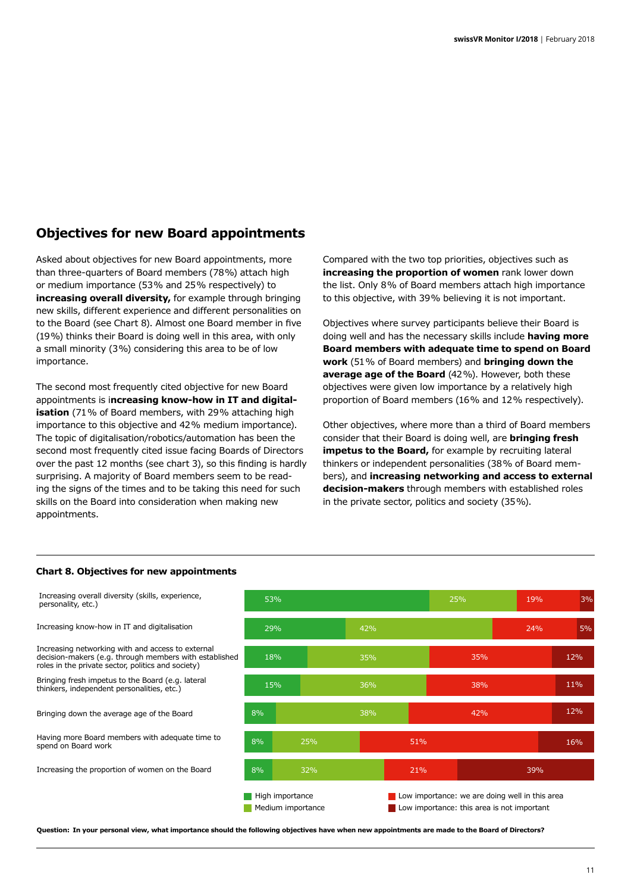## Objectives for new Board appointments

Asked about objectives for new Board appointments, more than three-quarters of Board members (78%) attach high or medium importance (53% and 25% respectively) to **increasing overall diversity,** for example through bringing new skills, different experience and different personalities on to the Board (see Chart 8). Almost one Board member in five (19%) thinks their Board is doing well in this area, with only a small minority (3%) considering this area to be of low importance.

The second most frequently cited objective for new Board appointments is i**ncreasing know-how in IT and digitalisation** (71% of Board members, with 29% attaching high importance to this objective and 42% medium importance). The topic of digitalisation/robotics/automation has been the second most frequently cited issue facing Boards of Directors over the past 12 months (see chart 3), so this finding is hardly surprising. A majority of Board members seem to be reading the signs of the times and to be taking this need for such skills on the Board into consideration when making new appointments.

Compared with the two top priorities, objectives such as **increasing the proportion of women** rank lower down the list. Only 8% of Board members attach high importance to this objective, with 39% believing it is not important.

Objectives where survey participants believe their Board is doing well and has the necessary skills include **having more Board members with adequate time to spend on Board work** (51% of Board members) and **bringing down the average age of the Board** (42%). However, both these objectives were given low importance by a relatively high proportion of Board members (16% and 12% respectively).

Other objectives, where more than a third of Board members consider that their Board is doing well, are **bringing fresh impetus to the Board,** for example by recruiting lateral thinkers or independent personalities (38% of Board members), and **increasing networking and access to external decision-makers** through members with established roles in the private sector, politics and society (35%).

**Chart 8. Objectives for new appointments**

| Objective | High importance | Medium importance | Low importance: we are doing well in this area | Low importance: this area is not important |
|---|---|---|---|---|
| Increasing overall diversity (skills, experience, personality, etc.) | 53% | 25% | 19% | 3% |
| Increasing know-how in IT and digitalisation | 29% | 42% | 24% | 5% |
| Increasing networking with and access to external decision-makers (e.g. through members with established roles in the private sector, politics and society) | 18% | 35% | 35% | 12% |
| Bringing fresh impetus to the Board (e.g. lateral thinkers, independent personalities, etc.) | 15% | 36% | 38% | 11% |
| Bringing down the average age of the Board | 8% | 38% | 42% | 12% |
| Having more Board members with adequate time to spend on Board work | 8% | 25% | 51% | 16% |
| Increasing the proportion of women on the Board | 8% | 32% | 21% | 39% |

**Question: In your personal view, what importance should the following objectives have when new appointments are made to the Board of Directors?**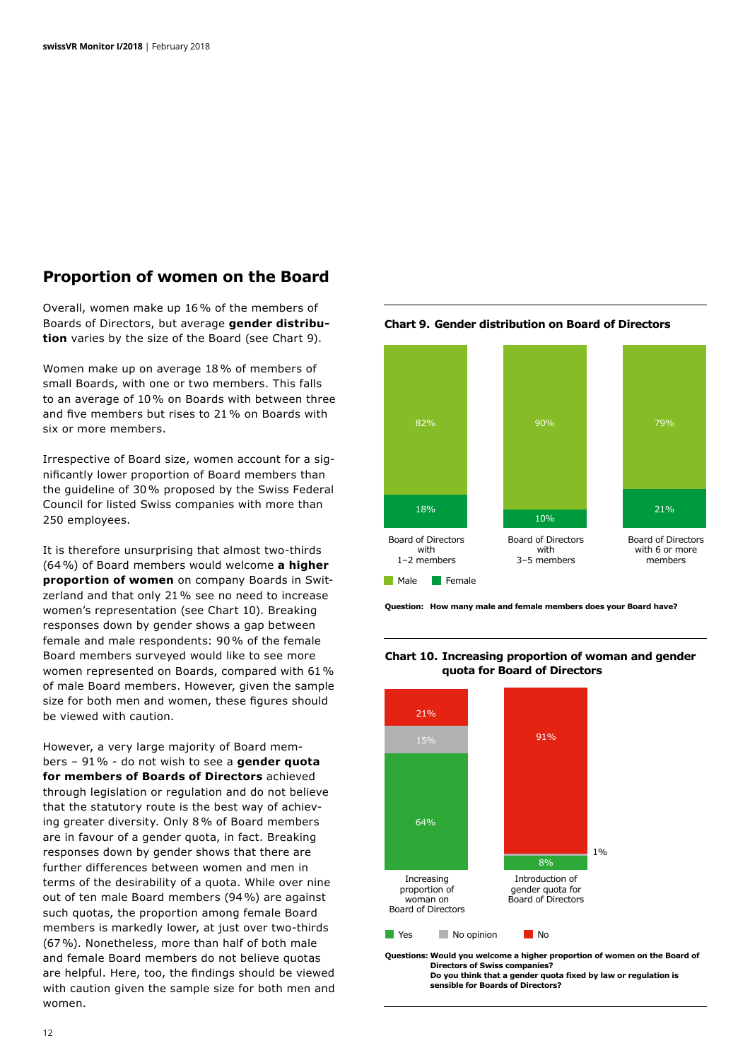## Proportion of women on the Board

Overall, women make up 16 % of the members of Boards of Directors, but average **gender distribution** varies by the size of the Board (see Chart 9).

Women make up on average 18 % of members of small Boards, with one or two members. This falls to an average of 10 % on Boards with between three and five members but rises to 21 % on Boards with six or more members.

Irrespective of Board size, women account for a significantly lower proportion of Board members than the guideline of 30 % proposed by the Swiss Federal Council for listed Swiss companies with more than 250 employees.

It is therefore unsurprising that almost two-thirds (64 %) of Board members would welcome **a higher proportion of women** on company Boards in Switzerland and that only 21 % see no need to increase women's representation (see Chart 10). Breaking responses down by gender shows a gap between female and male respondents: 90 % of the female Board members surveyed would like to see more women represented on Boards, compared with 61 % of male Board members. However, given the sample size for both men and women, these figures should be viewed with caution.

However, a very large majority of Board members – 91 % - do not wish to see a **gender quota for members of Boards of Directors** achieved through legislation or regulation and do not believe that the statutory route is the best way of achieving greater diversity. Only 8 % of Board members are in favour of a gender quota, in fact. Breaking responses down by gender shows that there are further differences between women and men in terms of the desirability of a quota. While over nine out of ten male Board members (94 %) are against such quotas, the proportion among female Board members is markedly lower, at just over two-thirds (67 %). Nonetheless, more than half of both male and female Board members do not believe quotas are helpful. Here, too, the findings should be viewed with caution given the sample size for both men and women.

**Chart 9. Gender distribution on Board of Directors**

| | Board of Directors with 1–2 members | Board of Directors with 3–5 members | Board of Directors with 6 or more members |
|---|---|---|---|
| Male | 82% | 90% | 79% |
| Female | 18% | 10% | 21% |

**Question:** How many male and female members does your Board have?

**Chart 10. Increasing proportion of woman and gender quota for Board of Directors**

| | Increasing proportion of woman on Board of Directors | Introduction of gender quota for Board of Directors |
|---|---|---|
| Yes | 64% | 8% |
| No opinion | 15% | 1% |
| No | 21% | 91% |

**Questions:** Would you welcome a higher proportion of women on the Board of Directors of Swiss companies?
Do you think that a gender quota fixed by law or regulation is sensible for Boards of Directors?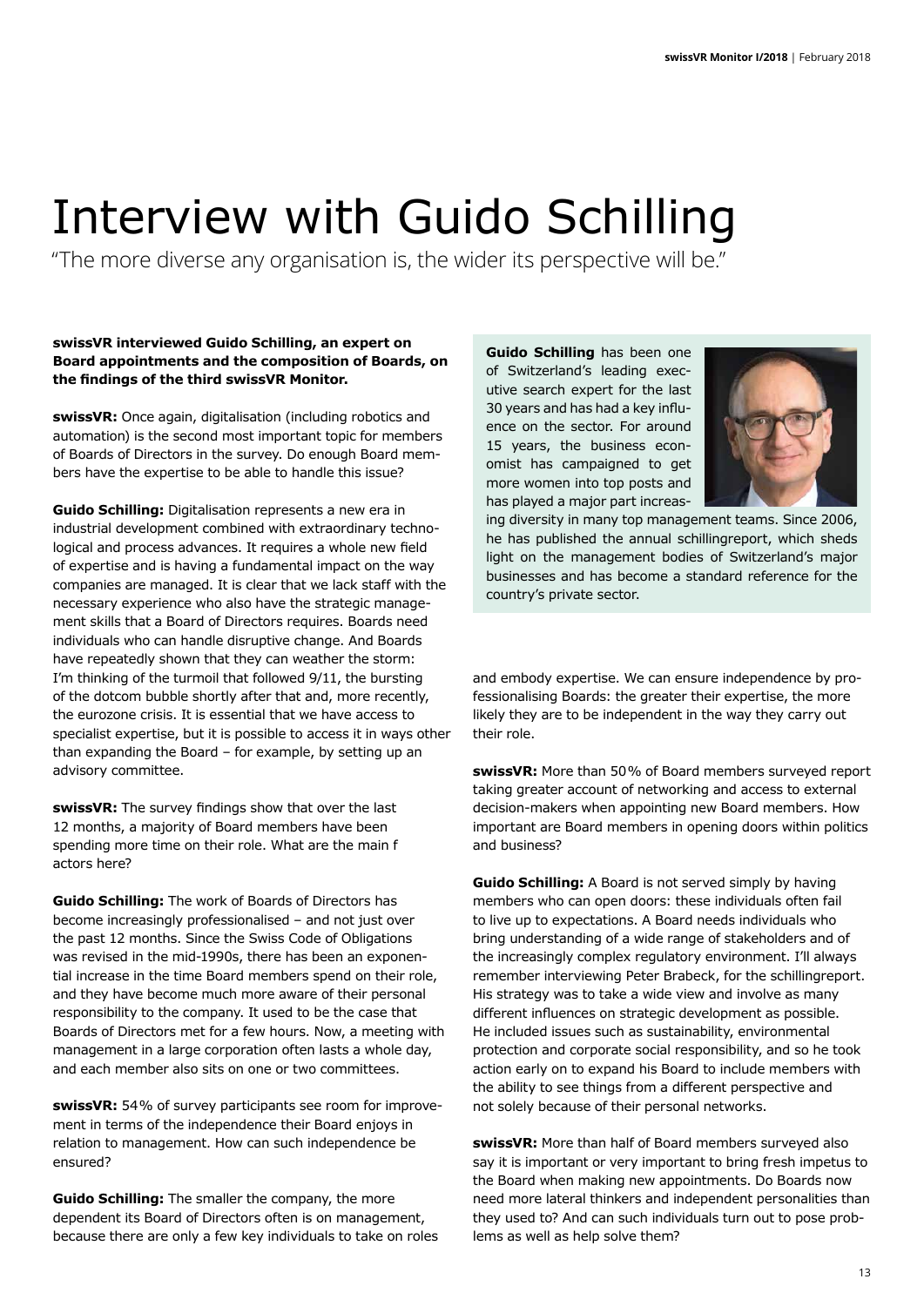# Interview with Guido Schilling

"The more diverse any organisation is, the wider its perspective will be."

**swissVR interviewed Guido Schilling, an expert on Board appointments and the composition of Boards, on the findings of the third swissVR Monitor.**

**Guido Schilling** has been one of Switzerland's leading executive search expert for the last 30 years and has had a key influence on the sector. For around 15 years, the business economist has campaigned to get more women into top posts and has played a major part increasing diversity in many top management teams. Since 2006, he has published the annual schillingreport, which sheds light on the management bodies of Switzerland's major businesses and has become a standard reference for the country's private sector.

**swissVR:** Once again, digitalisation (including robotics and automation) is the second most important topic for members of Boards of Directors in the survey. Do enough Board members have the expertise to be able to handle this issue?

**Guido Schilling:** Digitalisation represents a new era in industrial development combined with extraordinary technological and process advances. It requires a whole new field of expertise and is having a fundamental impact on the way companies are managed. It is clear that we lack staff with the necessary experience who also have the strategic management skills that a Board of Directors requires. Boards need individuals who can handle disruptive change. And Boards have repeatedly shown that they can weather the storm: I'm thinking of the turmoil that followed 9/11, the bursting of the dotcom bubble shortly after that and, more recently, the eurozone crisis. It is essential that we have access to specialist expertise, but it is possible to access it in ways other than expanding the Board – for example, by setting up an advisory committee.

**swissVR:** The survey findings show that over the last 12 months, a majority of Board members have been spending more time on their role. What are the main f actors here?

**Guido Schilling:** The work of Boards of Directors has become increasingly professionalised – and not just over the past 12 months. Since the Swiss Code of Obligations was revised in the mid-1990s, there has been an exponential increase in the time Board members spend on their role, and they have become much more aware of their personal responsibility to the company. It used to be the case that Boards of Directors met for a few hours. Now, a meeting with management in a large corporation often lasts a whole day, and each member also sits on one or two committees.

**swissVR:** 54% of survey participants see room for improvement in terms of the independence their Board enjoys in relation to management. How can such independence be ensured?

**Guido Schilling:** The smaller the company, the more dependent its Board of Directors often is on management, because there are only a few key individuals to take on roles and embody expertise. We can ensure independence by professionalising Boards: the greater their expertise, the more likely they are to be independent in the way they carry out their role.

**swissVR:** More than 50% of Board members surveyed report taking greater account of networking and access to external decision-makers when appointing new Board members. How important are Board members in opening doors within politics and business?

**Guido Schilling:** A Board is not served simply by having members who can open doors: these individuals often fail to live up to expectations. A Board needs individuals who bring understanding of a wide range of stakeholders and of the increasingly complex regulatory environment. I'll always remember interviewing Peter Brabeck, for the schillingreport. His strategy was to take a wide view and involve as many different influences on strategic development as possible. He included issues such as sustainability, environmental protection and corporate social responsibility, and so he took action early on to expand his Board to include members with the ability to see things from a different perspective and not solely because of their personal networks.

**swissVR:** More than half of Board members surveyed also say it is important or very important to bring fresh impetus to the Board when making new appointments. Do Boards now need more lateral thinkers and independent personalities than they used to? And can such individuals turn out to pose problems as well as help solve them?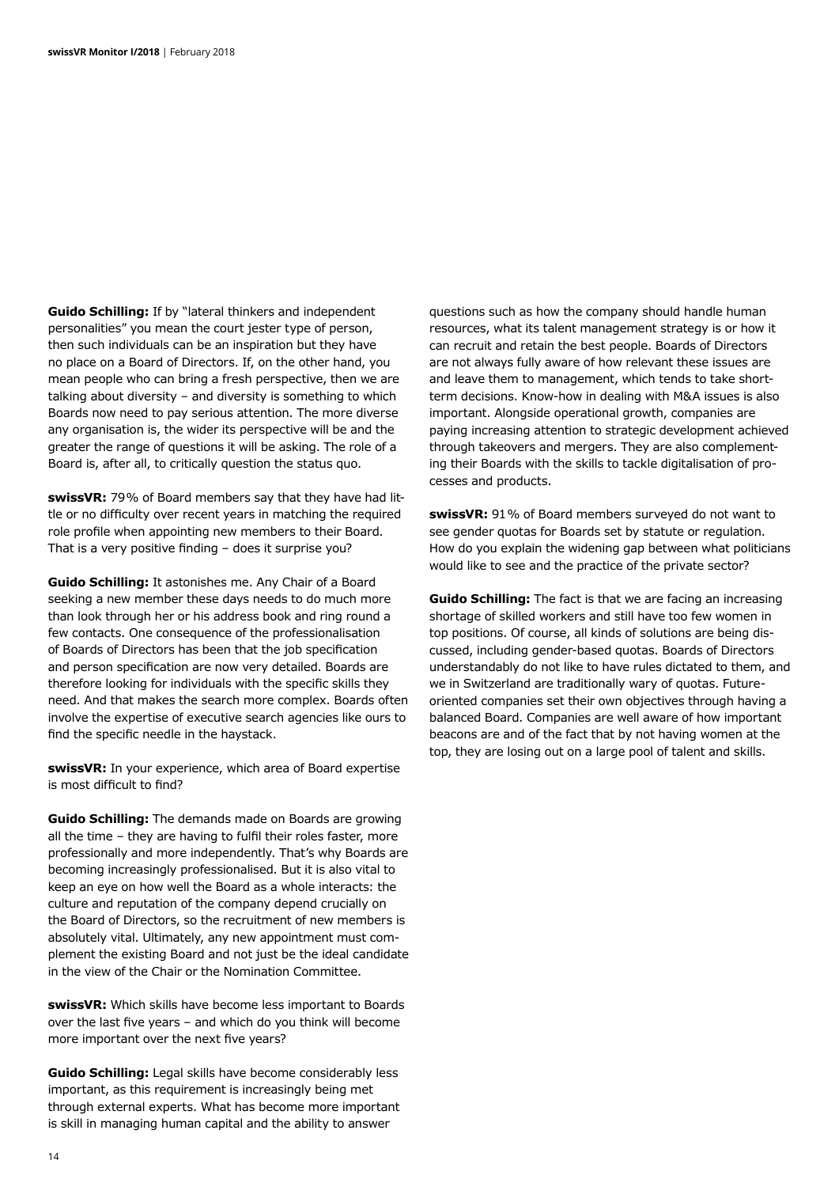**Guido Schilling:** If by "lateral thinkers and independent personalities" you mean the court jester type of person, then such individuals can be an inspiration but they have no place on a Board of Directors. If, on the other hand, you mean people who can bring a fresh perspective, then we are talking about diversity – and diversity is something to which Boards now need to pay serious attention. The more diverse any organisation is, the wider its perspective will be and the greater the range of questions it will be asking. The role of a Board is, after all, to critically question the status quo.

**swissVR:** 79% of Board members say that they have had little or no difficulty over recent years in matching the required role profile when appointing new members to their Board. That is a very positive finding – does it surprise you?

**Guido Schilling:** It astonishes me. Any Chair of a Board seeking a new member these days needs to do much more than look through her or his address book and ring round a few contacts. One consequence of the professionalisation of Boards of Directors has been that the job specification and person specification are now very detailed. Boards are therefore looking for individuals with the specific skills they need. And that makes the search more complex. Boards often involve the expertise of executive search agencies like ours to find the specific needle in the haystack.

**swissVR:** In your experience, which area of Board expertise is most difficult to find?

**Guido Schilling:** The demands made on Boards are growing all the time – they are having to fulfil their roles faster, more professionally and more independently. That's why Boards are becoming increasingly professionalised. But it is also vital to keep an eye on how well the Board as a whole interacts: the culture and reputation of the company depend crucially on the Board of Directors, so the recruitment of new members is absolutely vital. Ultimately, any new appointment must complement the existing Board and not just be the ideal candidate in the view of the Chair or the Nomination Committee.

**swissVR:** Which skills have become less important to Boards over the last five years – and which do you think will become more important over the next five years?

**Guido Schilling:** Legal skills have become considerably less important, as this requirement is increasingly being met through external experts. What has become more important is skill in managing human capital and the ability to answer questions such as how the company should handle human resources, what its talent management strategy is or how it can recruit and retain the best people. Boards of Directors are not always fully aware of how relevant these issues are and leave them to management, which tends to take short-term decisions. Know-how in dealing with M&A issues is also important. Alongside operational growth, companies are paying increasing attention to strategic development achieved through takeovers and mergers. They are also complementing their Boards with the skills to tackle digitalisation of processes and products.

**swissVR:** 91% of Board members surveyed do not want to see gender quotas for Boards set by statute or regulation. How do you explain the widening gap between what politicians would like to see and the practice of the private sector?

**Guido Schilling:** The fact is that we are facing an increasing shortage of skilled workers and still have too few women in top positions. Of course, all kinds of solutions are being discussed, including gender-based quotas. Boards of Directors understandably do not like to have rules dictated to them, and we in Switzerland are traditionally wary of quotas. Future-oriented companies set their own objectives through having a balanced Board. Companies are well aware of how important beacons are and of the fact that by not having women at the top, they are losing out on a large pool of talent and skills.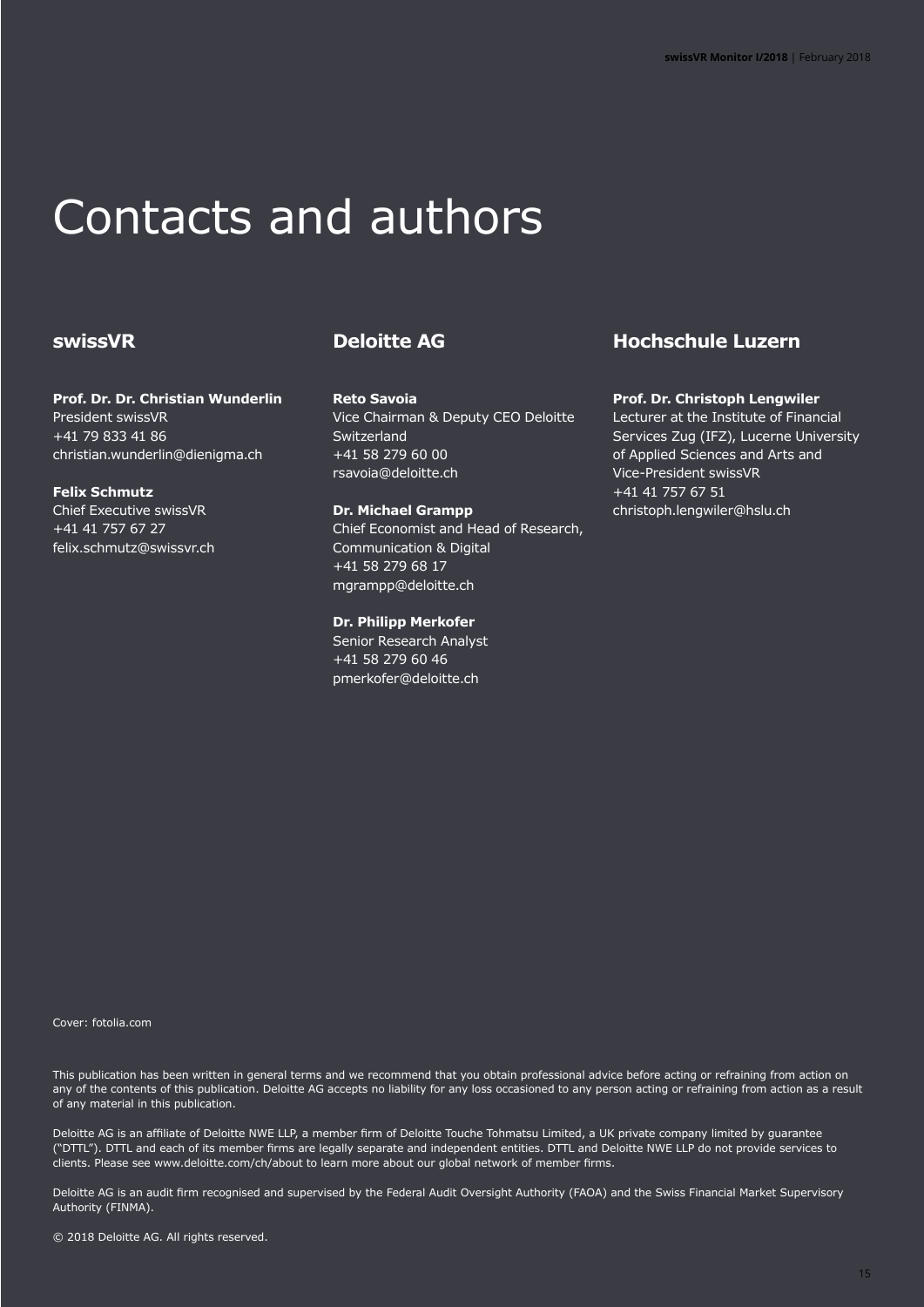# Contacts and authors

## swissVR

**Prof. Dr. Dr. Christian Wunderlin**
President swissVR
+41 79 833 41 86
christian.wunderlin@dienigma.ch

**Felix Schmutz**
Chief Executive swissVR
+41 41 757 67 27
felix.schmutz@swissvr.ch

## Deloitte AG

**Reto Savoia**
Vice Chairman & Deputy CEO Deloitte Switzerland
+41 58 279 60 00
rsavoia@deloitte.ch

**Dr. Michael Grampp**
Chief Economist and Head of Research, Communication & Digital
+41 58 279 68 17
mgrampp@deloitte.ch

**Dr. Philipp Merkofer**
Senior Research Analyst
+41 58 279 60 46
pmerkofer@deloitte.ch

## Hochschule Luzern

**Prof. Dr. Christoph Lengwiler**
Lecturer at the Institute of Financial Services Zug (IFZ), Lucerne University of Applied Sciences and Arts and Vice-President swissVR
+41 41 757 67 51
christoph.lengwiler@hslu.ch

Cover: fotolia.com

This publication has been written in general terms and we recommend that you obtain professional advice before acting or refraining from action on any of the contents of this publication. Deloitte AG accepts no liability for any loss occasioned to any person acting or refraining from action as a result of any material in this publication.

Deloitte AG is an affiliate of Deloitte NWE LLP, a member firm of Deloitte Touche Tohmatsu Limited, a UK private company limited by guarantee ("DTTL"). DTTL and each of its member firms are legally separate and independent entities. DTTL and Deloitte NWE LLP do not provide services to clients. Please see www.deloitte.com/ch/about to learn more about our global network of member firms.

Deloitte AG is an audit firm recognised and supervised by the Federal Audit Oversight Authority (FAOA) and the Swiss Financial Market Supervisory Authority (FINMA).

© 2018 Deloitte AG. All rights reserved.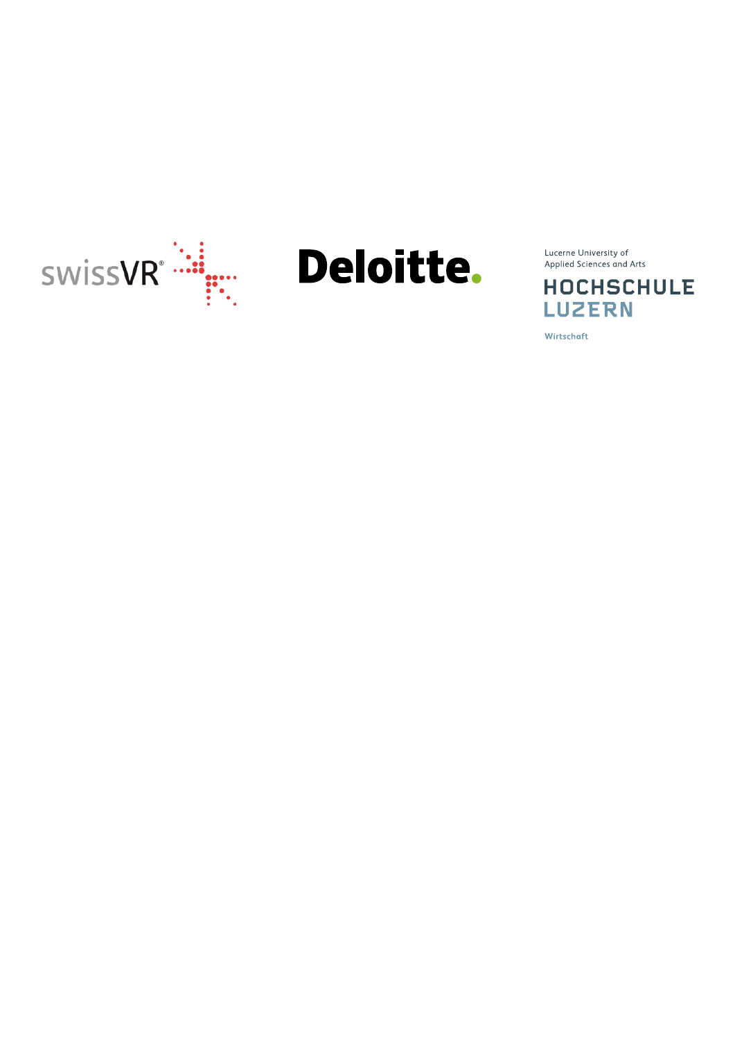swissVR®

Deloitte.

Lucerne University of Applied Sciences and Arts

HOCHSCHULE LUZERN

Wirtschaft